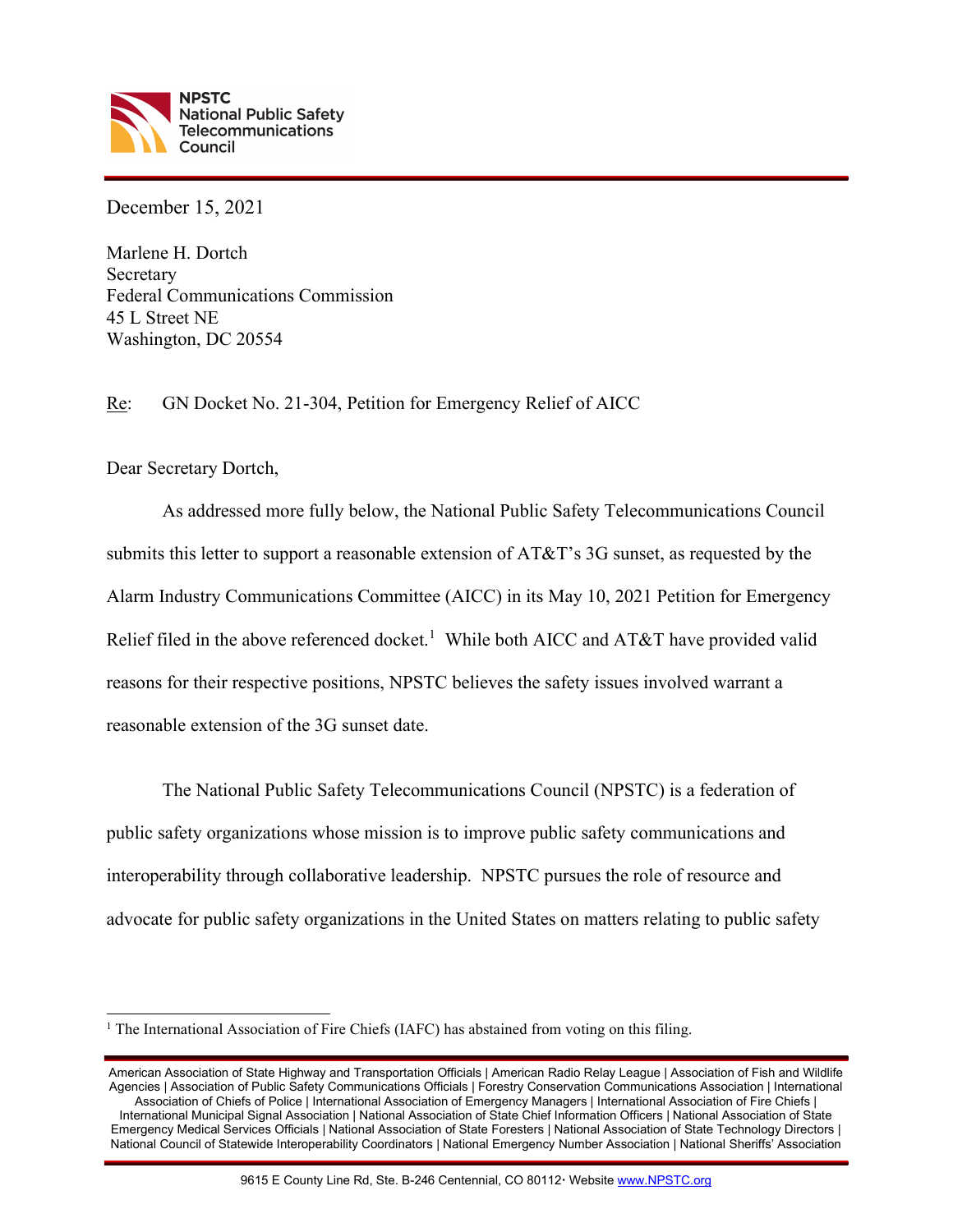**NPSTC**
**National Public Safety Telecommunications Council**

December 15, 2021

Marlene H. Dortch
Secretary
Federal Communications Commission
45 L Street NE
Washington, DC 20554

Re: GN Docket No. 21-304, Petition for Emergency Relief of AICC

Dear Secretary Dortch,

As addressed more fully below, the National Public Safety Telecommunications Council submits this letter to support a reasonable extension of AT&T's 3G sunset, as requested by the Alarm Industry Communications Committee (AICC) in its May 10, 2021 Petition for Emergency Relief filed in the above referenced docket.[1] While both AICC and AT&T have provided valid reasons for their respective positions, NPSTC believes the safety issues involved warrant a reasonable extension of the 3G sunset date.

The National Public Safety Telecommunications Council (NPSTC) is a federation of public safety organizations whose mission is to improve public safety communications and interoperability through collaborative leadership. NPSTC pursues the role of resource and advocate for public safety organizations in the United States on matters relating to public safety

[1] The International Association of Fire Chiefs (IAFC) has abstained from voting on this filing.

American Association of State Highway and Transportation Officials | American Radio Relay League | Association of Fish and Wildlife Agencies | Association of Public Safety Communications Officials | Forestry Conservation Communications Association | International Association of Chiefs of Police | International Association of Emergency Managers | International Association of Fire Chiefs | International Municipal Signal Association | National Association of State Chief Information Officers | National Association of State Emergency Medical Services Officials | National Association of State Foresters | National Association of State Technology Directors | National Council of Statewide Interoperability Coordinators | National Emergency Number Association | National Sheriffs' Association

9615 E County Line Rd, Ste. B-246 Centennial, CO 80112· Website www.NPSTC.org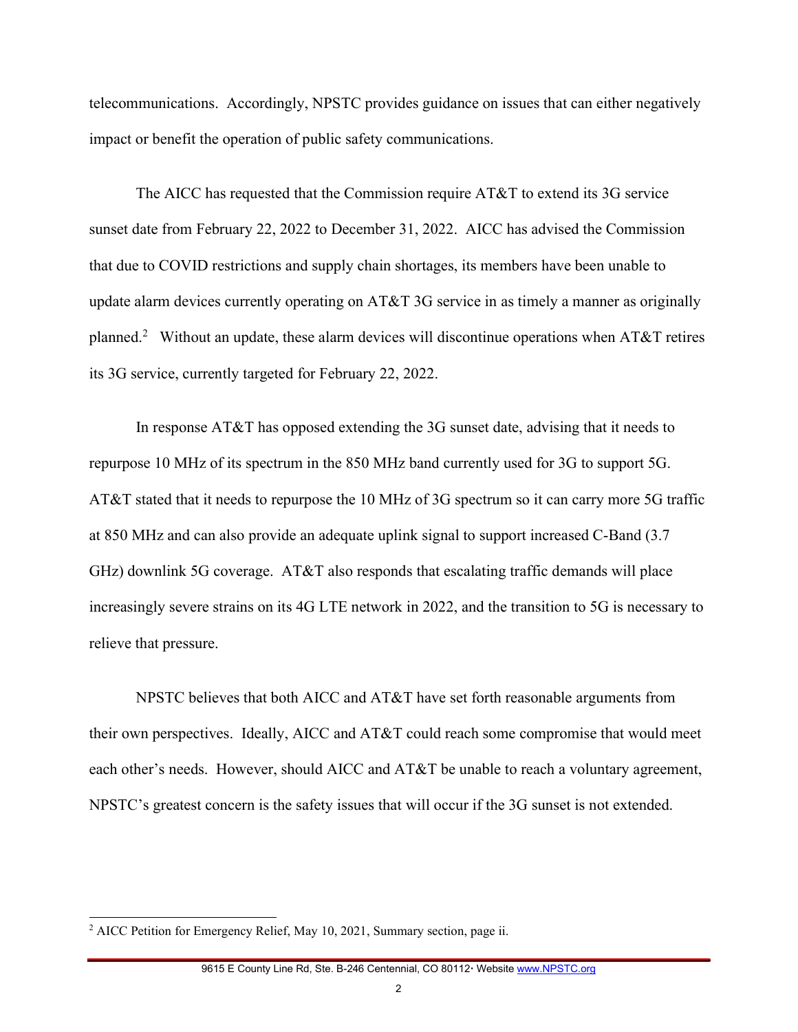telecommunications. Accordingly, NPSTC provides guidance on issues that can either negatively impact or benefit the operation of public safety communications.

The AICC has requested that the Commission require AT&T to extend its 3G service sunset date from February 22, 2022 to December 31, 2022. AICC has advised the Commission that due to COVID restrictions and supply chain shortages, its members have been unable to update alarm devices currently operating on AT&T 3G service in as timely a manner as originally planned.[2] Without an update, these alarm devices will discontinue operations when AT&T retires its 3G service, currently targeted for February 22, 2022.

In response AT&T has opposed extending the 3G sunset date, advising that it needs to repurpose 10 MHz of its spectrum in the 850 MHz band currently used for 3G to support 5G. AT&T stated that it needs to repurpose the 10 MHz of 3G spectrum so it can carry more 5G traffic at 850 MHz and can also provide an adequate uplink signal to support increased C-Band (3.7 GHz) downlink 5G coverage. AT&T also responds that escalating traffic demands will place increasingly severe strains on its 4G LTE network in 2022, and the transition to 5G is necessary to relieve that pressure.

NPSTC believes that both AICC and AT&T have set forth reasonable arguments from their own perspectives. Ideally, AICC and AT&T could reach some compromise that would meet each other's needs. However, should AICC and AT&T be unable to reach a voluntary agreement, NPSTC's greatest concern is the safety issues that will occur if the 3G sunset is not extended.

[2] AICC Petition for Emergency Relief, May 10, 2021, Summary section, page ii.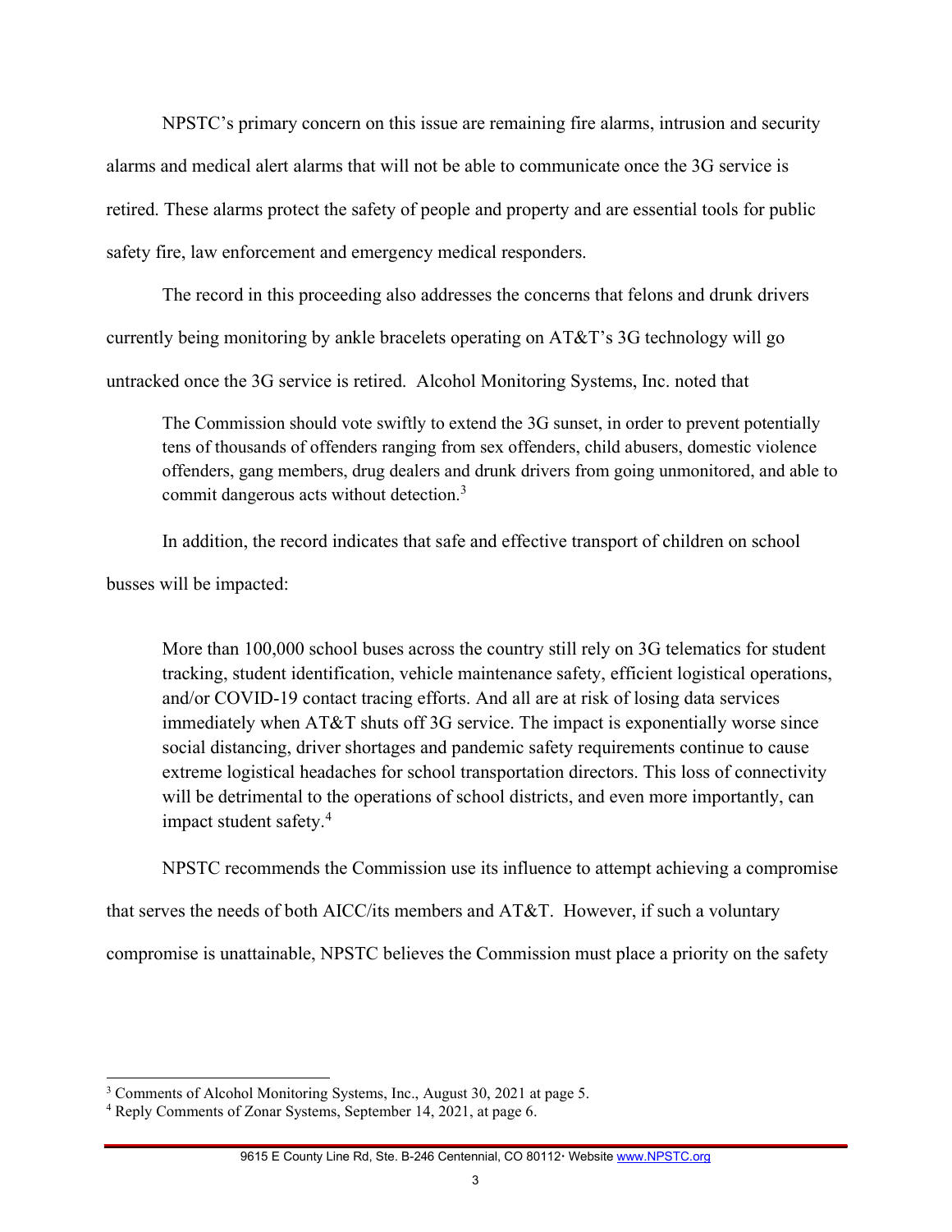NPSTC's primary concern on this issue are remaining fire alarms, intrusion and security alarms and medical alert alarms that will not be able to communicate once the 3G service is retired. These alarms protect the safety of people and property and are essential tools for public safety fire, law enforcement and emergency medical responders.

The record in this proceeding also addresses the concerns that felons and drunk drivers currently being monitoring by ankle bracelets operating on AT&T's 3G technology will go untracked once the 3G service is retired. Alcohol Monitoring Systems, Inc. noted that

> The Commission should vote swiftly to extend the 3G sunset, in order to prevent potentially tens of thousands of offenders ranging from sex offenders, child abusers, domestic violence offenders, gang members, drug dealers and drunk drivers from going unmonitored, and able to commit dangerous acts without detection.[3]

In addition, the record indicates that safe and effective transport of children on school busses will be impacted:

> More than 100,000 school buses across the country still rely on 3G telematics for student tracking, student identification, vehicle maintenance safety, efficient logistical operations, and/or COVID-19 contact tracing efforts. And all are at risk of losing data services immediately when AT&T shuts off 3G service. The impact is exponentially worse since social distancing, driver shortages and pandemic safety requirements continue to cause extreme logistical headaches for school transportation directors. This loss of connectivity will be detrimental to the operations of school districts, and even more importantly, can impact student safety.[4]

NPSTC recommends the Commission use its influence to attempt achieving a compromise that serves the needs of both AICC/its members and AT&T. However, if such a voluntary compromise is unattainable, NPSTC believes the Commission must place a priority on the safety

---

[3] Comments of Alcohol Monitoring Systems, Inc., August 30, 2021 at page 5.

[4] Reply Comments of Zonar Systems, September 14, 2021, at page 6.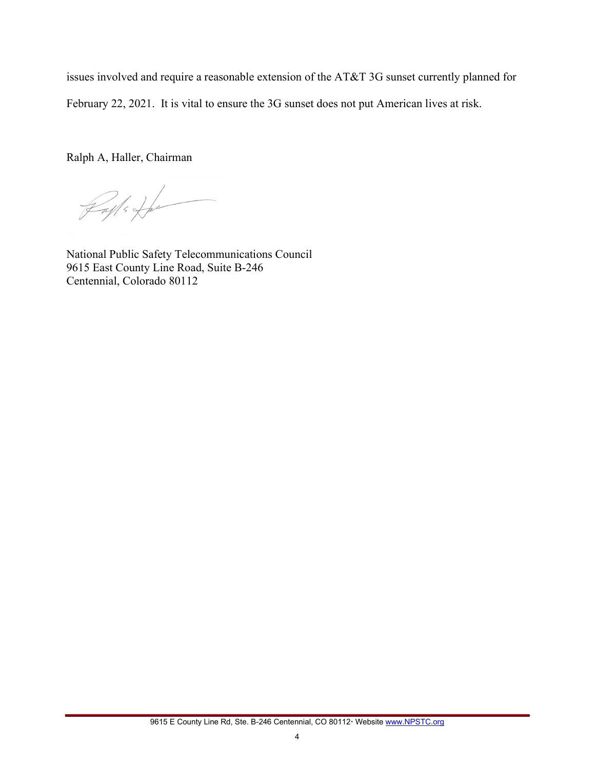issues involved and require a reasonable extension of the AT&T 3G sunset currently planned for February 22, 2021. It is vital to ensure the 3G sunset does not put American lives at risk.

Ralph A, Haller, Chairman

National Public Safety Telecommunications Council
9615 East County Line Road, Suite B-246
Centennial, Colorado 80112